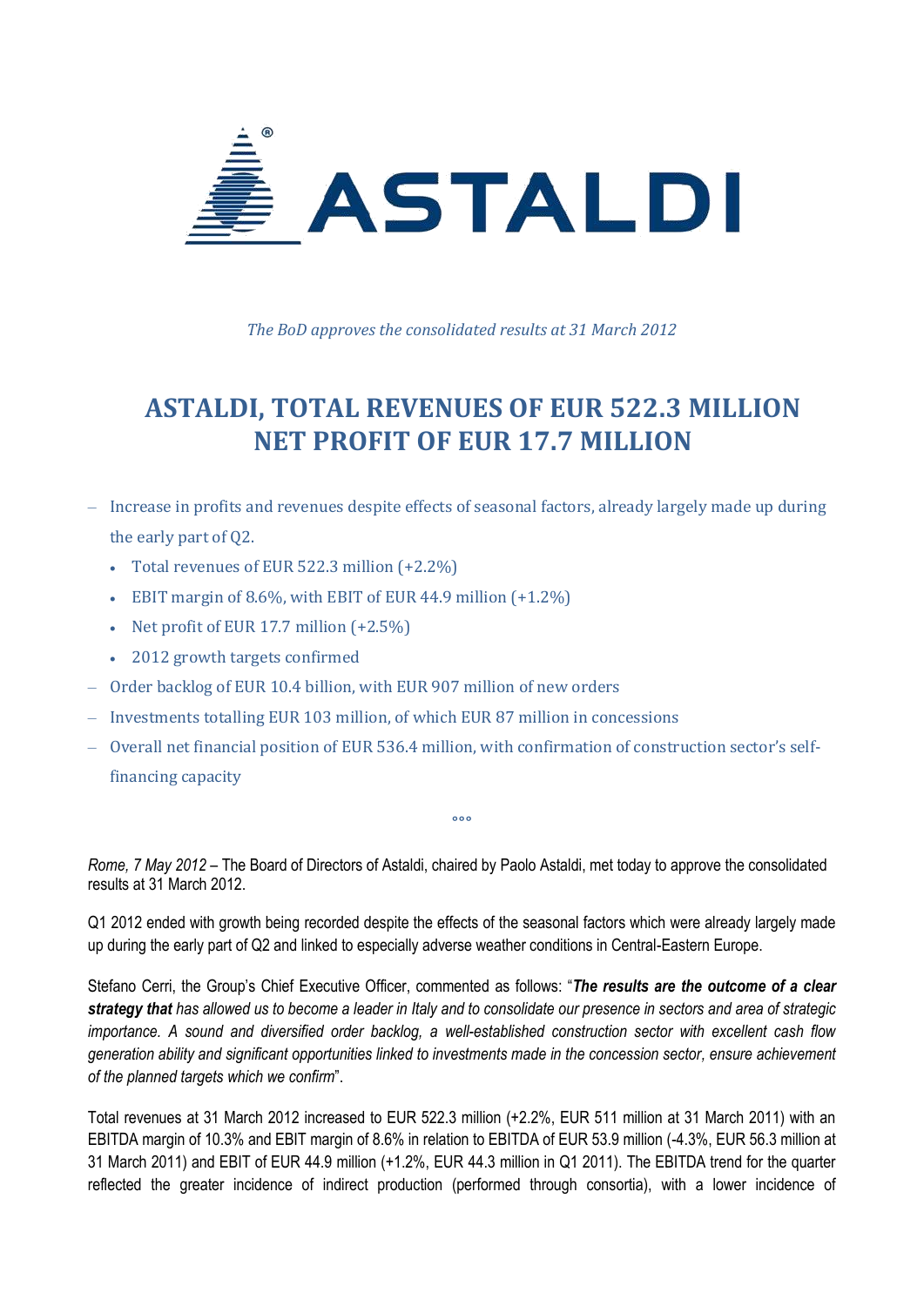ASTALDI

*The BoD approves the consolidated results at 31 March 2012*

# ASTALDI, TOTAL REVENUES OF EUR 522.3 MILLION NET PROFIT OF EUR 17.7 MILLION

- Increase in profits and revenues despite effects of seasonal factors, already largely made up during the early part of Q2.
  - Total revenues of EUR 522.3 million (+2.2%)
  - EBIT margin of 8.6%, with EBIT of EUR 44.9 million (+1.2%)
  - Net profit of EUR 17.7 million (+2.5%)
  - 2012 growth targets confirmed
- Order backlog of EUR 10.4 billion, with EUR 907 million of new orders
- Investments totalling EUR 103 million, of which EUR 87 million in concessions
- Overall net financial position of EUR 536.4 million, with confirmation of construction sector's self-financing capacity

°°°

*Rome, 7 May 2012* – The Board of Directors of Astaldi, chaired by Paolo Astaldi, met today to approve the consolidated results at 31 March 2012.

Q1 2012 ended with growth being recorded despite the effects of the seasonal factors which were already largely made up during the early part of Q2 and linked to especially adverse weather conditions in Central-Eastern Europe.

Stefano Cerri, the Group's Chief Executive Officer, commented as follows: "***The results are the outcome of a clear strategy that*** *has allowed us to become a leader in Italy and to consolidate our presence in sectors and area of strategic importance. A sound and diversified order backlog, a well-established construction sector with excellent cash flow generation ability and significant opportunities linked to investments made in the concession sector, ensure achievement of the planned targets which we confirm*".

Total revenues at 31 March 2012 increased to EUR 522.3 million (+2.2%, EUR 511 million at 31 March 2011) with an EBITDA margin of 10.3% and EBIT margin of 8.6% in relation to EBITDA of EUR 53.9 million (-4.3%, EUR 56.3 million at 31 March 2011) and EBIT of EUR 44.9 million (+1.2%, EUR 44.3 million in Q1 2011). The EBITDA trend for the quarter reflected the greater incidence of indirect production (performed through consortia), with a lower incidence of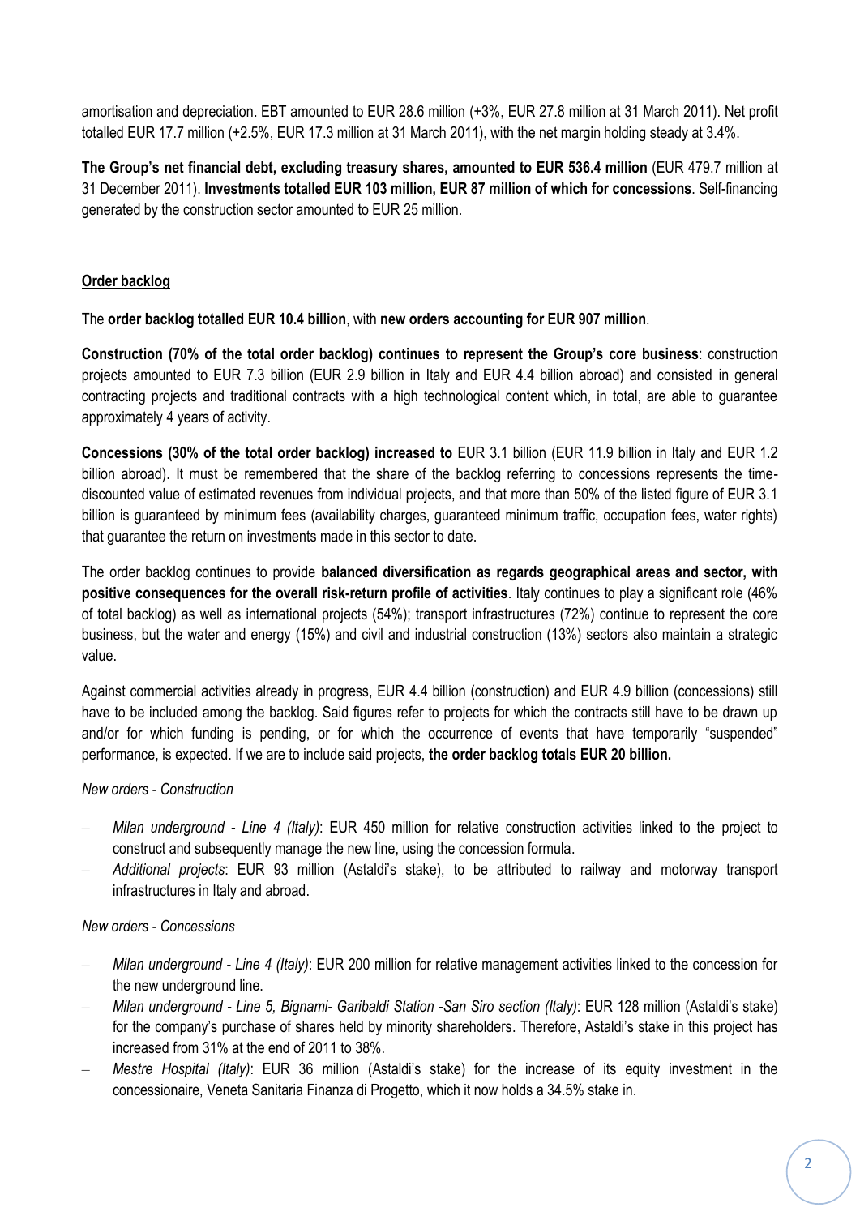amortisation and depreciation. EBT amounted to EUR 28.6 million (+3%, EUR 27.8 million at 31 March 2011). Net profit totalled EUR 17.7 million (+2.5%, EUR 17.3 million at 31 March 2011), with the net margin holding steady at 3.4%.

**The Group's net financial debt, excluding treasury shares, amounted to EUR 536.4 million** (EUR 479.7 million at 31 December 2011). **Investments totalled EUR 103 million, EUR 87 million of which for concessions**. Self-financing generated by the construction sector amounted to EUR 25 million.

**Order backlog**

The **order backlog totalled EUR 10.4 billion**, with **new orders accounting for EUR 907 million**.

**Construction (70% of the total order backlog) continues to represent the Group's core business**: construction projects amounted to EUR 7.3 billion (EUR 2.9 billion in Italy and EUR 4.4 billion abroad) and consisted in general contracting projects and traditional contracts with a high technological content which, in total, are able to guarantee approximately 4 years of activity.

**Concessions (30% of the total order backlog) increased to** EUR 3.1 billion (EUR 11.9 billion in Italy and EUR 1.2 billion abroad). It must be remembered that the share of the backlog referring to concessions represents the time-discounted value of estimated revenues from individual projects, and that more than 50% of the listed figure of EUR 3.1 billion is guaranteed by minimum fees (availability charges, guaranteed minimum traffic, occupation fees, water rights) that guarantee the return on investments made in this sector to date.

The order backlog continues to provide **balanced diversification as regards geographical areas and sector, with positive consequences for the overall risk-return profile of activities**. Italy continues to play a significant role (46% of total backlog) as well as international projects (54%); transport infrastructures (72%) continue to represent the core business, but the water and energy (15%) and civil and industrial construction (13%) sectors also maintain a strategic value.

Against commercial activities already in progress, EUR 4.4 billion (construction) and EUR 4.9 billion (concessions) still have to be included among the backlog. Said figures refer to projects for which the contracts still have to be drawn up and/or for which funding is pending, or for which the occurrence of events that have temporarily "suspended" performance, is expected. If we are to include said projects, **the order backlog totals EUR 20 billion.**

*New orders - Construction*

- *Milan underground - Line 4 (Italy)*: EUR 450 million for relative construction activities linked to the project to construct and subsequently manage the new line, using the concession formula.
- *Additional projects*: EUR 93 million (Astaldi's stake), to be attributed to railway and motorway transport infrastructures in Italy and abroad.

*New orders - Concessions*

- *Milan underground - Line 4 (Italy)*: EUR 200 million for relative management activities linked to the concession for the new underground line.
- *Milan underground - Line 5, Bignami- Garibaldi Station -San Siro section (Italy)*: EUR 128 million (Astaldi's stake) for the company's purchase of shares held by minority shareholders. Therefore, Astaldi's stake in this project has increased from 31% at the end of 2011 to 38%.
- *Mestre Hospital (Italy)*: EUR 36 million (Astaldi's stake) for the increase of its equity investment in the concessionaire, Veneta Sanitaria Finanza di Progetto, which it now holds a 34.5% stake in.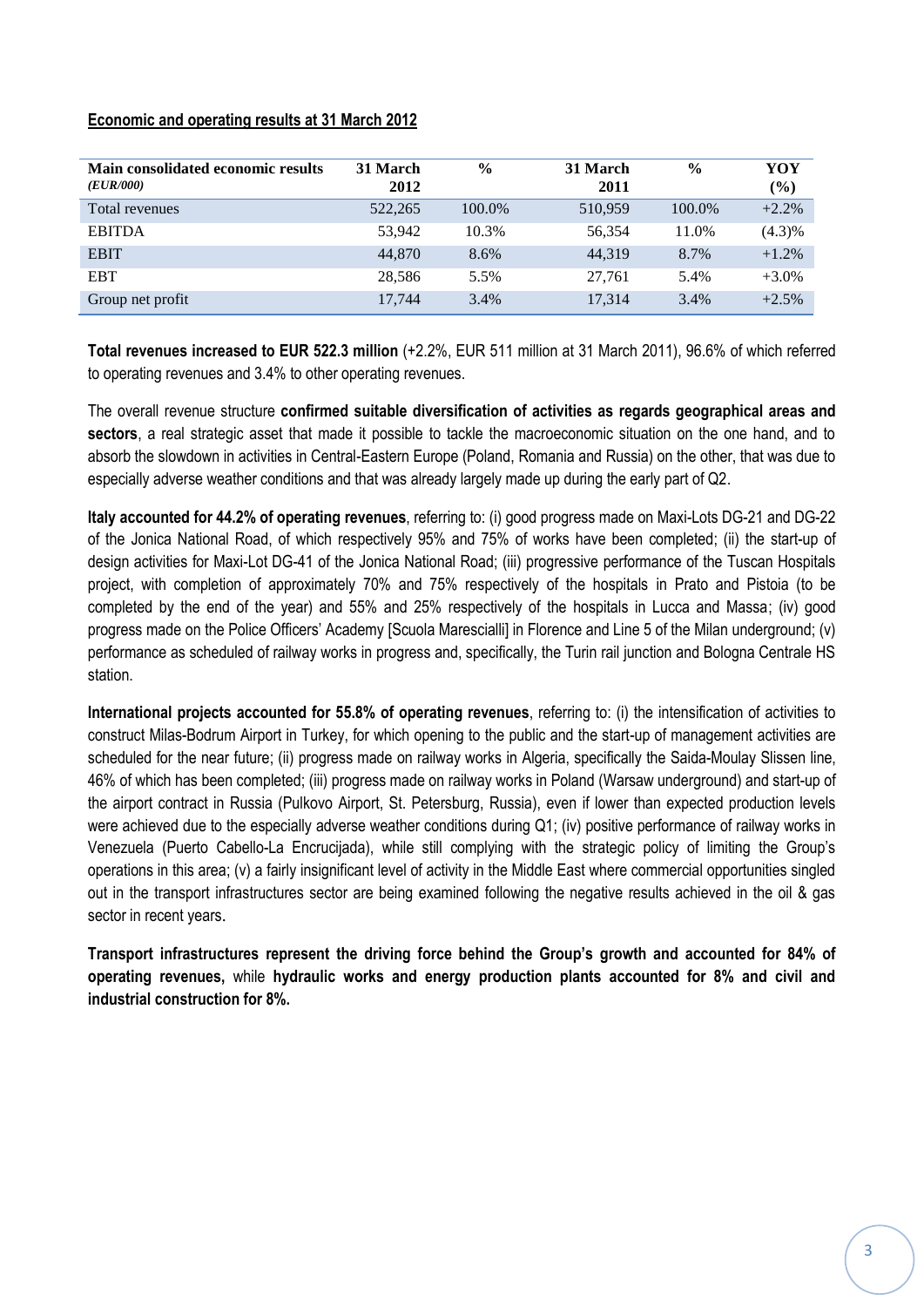## Economic and operating results at 31 March 2012

| Main consolidated economic results *(EUR/000)* | 31 March 2012 | % | 31 March 2011 | % | YOY (%) |
|---|---|---|---|---|---|
| Total revenues | 522,265 | 100.0% | 510,959 | 100.0% | +2.2% |
| EBITDA | 53,942 | 10.3% | 56,354 | 11.0% | (4.3)% |
| EBIT | 44,870 | 8.6% | 44,319 | 8.7% | +1.2% |
| EBT | 28,586 | 5.5% | 27,761 | 5.4% | +3.0% |
| Group net profit | 17,744 | 3.4% | 17,314 | 3.4% | +2.5% |

**Total revenues increased to EUR 522.3 million** (+2.2%, EUR 511 million at 31 March 2011), 96.6% of which referred to operating revenues and 3.4% to other operating revenues.

The overall revenue structure **confirmed suitable diversification of activities as regards geographical areas and sectors**, a real strategic asset that made it possible to tackle the macroeconomic situation on the one hand, and to absorb the slowdown in activities in Central-Eastern Europe (Poland, Romania and Russia) on the other, that was due to especially adverse weather conditions and that was already largely made up during the early part of Q2.

**Italy accounted for 44.2% of operating revenues**, referring to: (i) good progress made on Maxi-Lots DG-21 and DG-22 of the Jonica National Road, of which respectively 95% and 75% of works have been completed; (ii) the start-up of design activities for Maxi-Lot DG-41 of the Jonica National Road; (iii) progressive performance of the Tuscan Hospitals project, with completion of approximately 70% and 75% respectively of the hospitals in Prato and Pistoia (to be completed by the end of the year) and 55% and 25% respectively of the hospitals in Lucca and Massa; (iv) good progress made on the Police Officers' Academy [Scuola Marescialli] in Florence and Line 5 of the Milan underground; (v) performance as scheduled of railway works in progress and, specifically, the Turin rail junction and Bologna Centrale HS station.

**International projects accounted for 55.8% of operating revenues**, referring to: (i) the intensification of activities to construct Milas-Bodrum Airport in Turkey, for which opening to the public and the start-up of management activities are scheduled for the near future; (ii) progress made on railway works in Algeria, specifically the Saida-Moulay Slissen line, 46% of which has been completed; (iii) progress made on railway works in Poland (Warsaw underground) and start-up of the airport contract in Russia (Pulkovo Airport, St. Petersburg, Russia), even if lower than expected production levels were achieved due to the especially adverse weather conditions during Q1; (iv) positive performance of railway works in Venezuela (Puerto Cabello-La Encrucijada), while still complying with the strategic policy of limiting the Group's operations in this area; (v) a fairly insignificant level of activity in the Middle East where commercial opportunities singled out in the transport infrastructures sector are being examined following the negative results achieved in the oil & gas sector in recent years.

**Transport infrastructures represent the driving force behind the Group's growth and accounted for 84% of operating revenues,** while **hydraulic works and energy production plants accounted for 8% and civil and industrial construction for 8%.**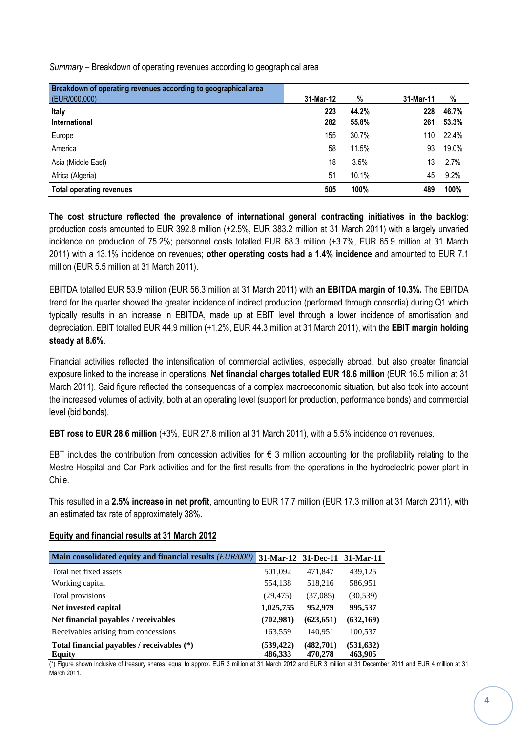*Summary* – Breakdown of operating revenues according to geographical area

| Breakdown of operating revenues according to geographical area (EUR/000,000) | 31-Mar-12 | % | 31-Mar-11 | % |
|---|---|---|---|---|
| **Italy** | **223** | **44.2%** | **228** | **46.7%** |
| **International** | **282** | **55.8%** | **261** | **53.3%** |
| Europe | 155 | 30.7% | 110 | 22.4% |
| America | 58 | 11.5% | 93 | 19.0% |
| Asia (Middle East) | 18 | 3.5% | 13 | 2.7% |
| Africa (Algeria) | 51 | 10.1% | 45 | 9.2% |
| **Total operating revenues** | **505** | **100%** | **489** | **100%** |

**The cost structure reflected the prevalence of international general contracting initiatives in the backlog**: production costs amounted to EUR 392.8 million (+2.5%, EUR 383.2 million at 31 March 2011) with a largely unvaried incidence on production of 75.2%; personnel costs totalled EUR 68.3 million (+3.7%, EUR 65.9 million at 31 March 2011) with a 13.1% incidence on revenues; **other operating costs had a 1.4% incidence** and amounted to EUR 7.1 million (EUR 5.5 million at 31 March 2011).

EBITDA totalled EUR 53.9 million (EUR 56.3 million at 31 March 2011) with **an EBITDA margin of 10.3%.** The EBITDA trend for the quarter showed the greater incidence of indirect production (performed through consortia) during Q1 which typically results in an increase in EBITDA, made up at EBIT level through a lower incidence of amortisation and depreciation. EBIT totalled EUR 44.9 million (+1.2%, EUR 44.3 million at 31 March 2011), with the **EBIT margin holding steady at 8.6%**.

Financial activities reflected the intensification of commercial activities, especially abroad, but also greater financial exposure linked to the increase in operations. **Net financial charges totalled EUR 18.6 million** (EUR 16.5 million at 31 March 2011). Said figure reflected the consequences of a complex macroeconomic situation, but also took into account the increased volumes of activity, both at an operating level (support for production, performance bonds) and commercial level (bid bonds).

**EBT rose to EUR 28.6 million** (+3%, EUR 27.8 million at 31 March 2011), with a 5.5% incidence on revenues.

EBT includes the contribution from concession activities for € 3 million accounting for the profitability relating to the Mestre Hospital and Car Park activities and for the first results from the operations in the hydroelectric power plant in Chile.

This resulted in a **2.5% increase in net profit**, amounting to EUR 17.7 million (EUR 17.3 million at 31 March 2011), with an estimated tax rate of approximately 38%.

**Equity and financial results at 31 March 2012**

| Main consolidated equity and financial results *(EUR/000)* | 31-Mar-12 | 31-Dec-11 | 31-Mar-11 |
|---|---|---|---|
| Total net fixed assets | 501,092 | 471,847 | 439,125 |
| Working capital | 554,138 | 518,216 | 586,951 |
| Total provisions | (29,475) | (37,085) | (30,539) |
| **Net invested capital** | **1,025,755** | **952,979** | **995,537** |
| **Net financial payables / receivables** | **(702,981)** | **(623,651)** | **(632,169)** |
| Receivables arising from concessions | 163,559 | 140,951 | 100,537 |
| **Total financial payables / receivables (\*)** | **(539,422)** | **(482,701)** | **(531,632)** |
| **Equity** | **486,333** | **470,278** | **463,905** |

(*) Figure shown inclusive of treasury shares, equal to approx. EUR 3 million at 31 March 2012 and EUR 3 million at 31 December 2011 and EUR 4 million at 31 March 2011.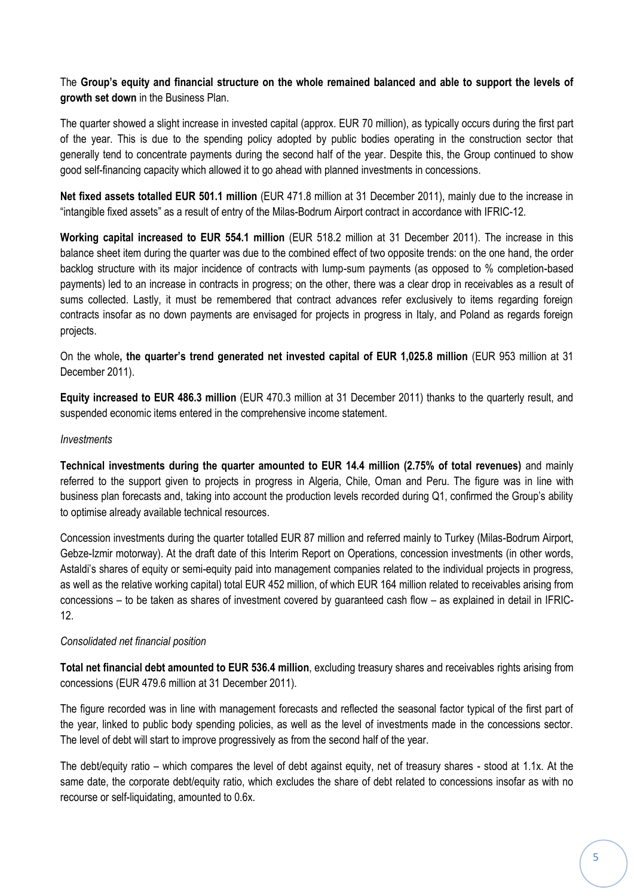The **Group's equity and financial structure on the whole remained balanced and able to support the levels of growth set down** in the Business Plan.

The quarter showed a slight increase in invested capital (approx. EUR 70 million), as typically occurs during the first part of the year. This is due to the spending policy adopted by public bodies operating in the construction sector that generally tend to concentrate payments during the second half of the year. Despite this, the Group continued to show good self-financing capacity which allowed it to go ahead with planned investments in concessions.

**Net fixed assets totalled EUR 501.1 million** (EUR 471.8 million at 31 December 2011), mainly due to the increase in "intangible fixed assets" as a result of entry of the Milas-Bodrum Airport contract in accordance with IFRIC-12.

**Working capital increased to EUR 554.1 million** (EUR 518.2 million at 31 December 2011). The increase in this balance sheet item during the quarter was due to the combined effect of two opposite trends: on the one hand, the order backlog structure with its major incidence of contracts with lump-sum payments (as opposed to % completion-based payments) led to an increase in contracts in progress; on the other, there was a clear drop in receivables as a result of sums collected. Lastly, it must be remembered that contract advances refer exclusively to items regarding foreign contracts insofar as no down payments are envisaged for projects in progress in Italy, and Poland as regards foreign projects.

On the whole**, the quarter's trend generated net invested capital of EUR 1,025.8 million** (EUR 953 million at 31 December 2011).

**Equity increased to EUR 486.3 million** (EUR 470.3 million at 31 December 2011) thanks to the quarterly result, and suspended economic items entered in the comprehensive income statement.

*Investments*

**Technical investments during the quarter amounted to EUR 14.4 million (2.75% of total revenues)** and mainly referred to the support given to projects in progress in Algeria, Chile, Oman and Peru. The figure was in line with business plan forecasts and, taking into account the production levels recorded during Q1, confirmed the Group's ability to optimise already available technical resources.

Concession investments during the quarter totalled EUR 87 million and referred mainly to Turkey (Milas-Bodrum Airport, Gebze-Izmir motorway). At the draft date of this Interim Report on Operations, concession investments (in other words, Astaldi's shares of equity or semi-equity paid into management companies related to the individual projects in progress, as well as the relative working capital) total EUR 452 million, of which EUR 164 million related to receivables arising from concessions – to be taken as shares of investment covered by guaranteed cash flow – as explained in detail in IFRIC-12.

*Consolidated net financial position*

**Total net financial debt amounted to EUR 536.4 million**, excluding treasury shares and receivables rights arising from concessions (EUR 479.6 million at 31 December 2011).

The figure recorded was in line with management forecasts and reflected the seasonal factor typical of the first part of the year, linked to public body spending policies, as well as the level of investments made in the concessions sector. The level of debt will start to improve progressively as from the second half of the year.

The debt/equity ratio – which compares the level of debt against equity, net of treasury shares - stood at 1.1x. At the same date, the corporate debt/equity ratio, which excludes the share of debt related to concessions insofar as with no recourse or self-liquidating, amounted to 0.6x.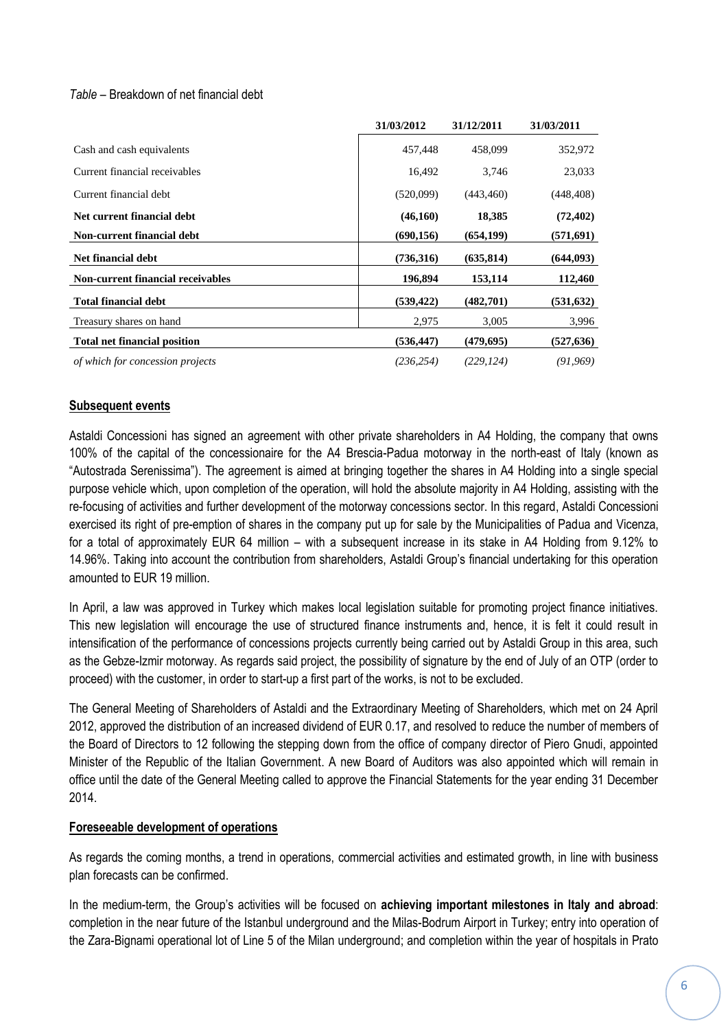*Table* – Breakdown of net financial debt

| | 31/03/2012 | 31/12/2011 | 31/03/2011 |
|---|---|---|---|
| Cash and cash equivalents | 457,448 | 458,099 | 352,972 |
| Current financial receivables | 16,492 | 3,746 | 23,033 |
| Current financial debt | (520,099) | (443,460) | (448,408) |
| **Net current financial debt** | **(46,160)** | **18,385** | **(72,402)** |
| **Non-current financial debt** | **(690,156)** | **(654,199)** | **(571,691)** |
| **Net financial debt** | **(736,316)** | **(635,814)** | **(644,093)** |
| **Non-current financial receivables** | **196,894** | **153,114** | **112,460** |
| **Total financial debt** | **(539,422)** | **(482,701)** | **(531,632)** |
| Treasury shares on hand | 2,975 | 3,005 | 3,996 |
| **Total net financial position** | **(536,447)** | **(479,695)** | **(527,636)** |
| *of which for concession projects* | *(236,254)* | *(229,124)* | *(91,969)* |

## Subsequent events

Astaldi Concessioni has signed an agreement with other private shareholders in A4 Holding, the company that owns 100% of the capital of the concessionaire for the A4 Brescia-Padua motorway in the north-east of Italy (known as "Autostrada Serenissima"). The agreement is aimed at bringing together the shares in A4 Holding into a single special purpose vehicle which, upon completion of the operation, will hold the absolute majority in A4 Holding, assisting with the re-focusing of activities and further development of the motorway concessions sector. In this regard, Astaldi Concessioni exercised its right of pre-emption of shares in the company put up for sale by the Municipalities of Padua and Vicenza, for a total of approximately EUR 64 million – with a subsequent increase in its stake in A4 Holding from 9.12% to 14.96%. Taking into account the contribution from shareholders, Astaldi Group's financial undertaking for this operation amounted to EUR 19 million.

In April, a law was approved in Turkey which makes local legislation suitable for promoting project finance initiatives. This new legislation will encourage the use of structured finance instruments and, hence, it is felt it could result in intensification of the performance of concessions projects currently being carried out by Astaldi Group in this area, such as the Gebze-Izmir motorway. As regards said project, the possibility of signature by the end of July of an OTP (order to proceed) with the customer, in order to start-up a first part of the works, is not to be excluded.

The General Meeting of Shareholders of Astaldi and the Extraordinary Meeting of Shareholders, which met on 24 April 2012, approved the distribution of an increased dividend of EUR 0.17, and resolved to reduce the number of members of the Board of Directors to 12 following the stepping down from the office of company director of Piero Gnudi, appointed Minister of the Republic of the Italian Government. A new Board of Auditors was also appointed which will remain in office until the date of the General Meeting called to approve the Financial Statements for the year ending 31 December 2014.

## Foreseeable development of operations

As regards the coming months, a trend in operations, commercial activities and estimated growth, in line with business plan forecasts can be confirmed.

In the medium-term, the Group's activities will be focused on **achieving important milestones in Italy and abroad**: completion in the near future of the Istanbul underground and the Milas-Bodrum Airport in Turkey; entry into operation of the Zara-Bignami operational lot of Line 5 of the Milan underground; and completion within the year of hospitals in Prato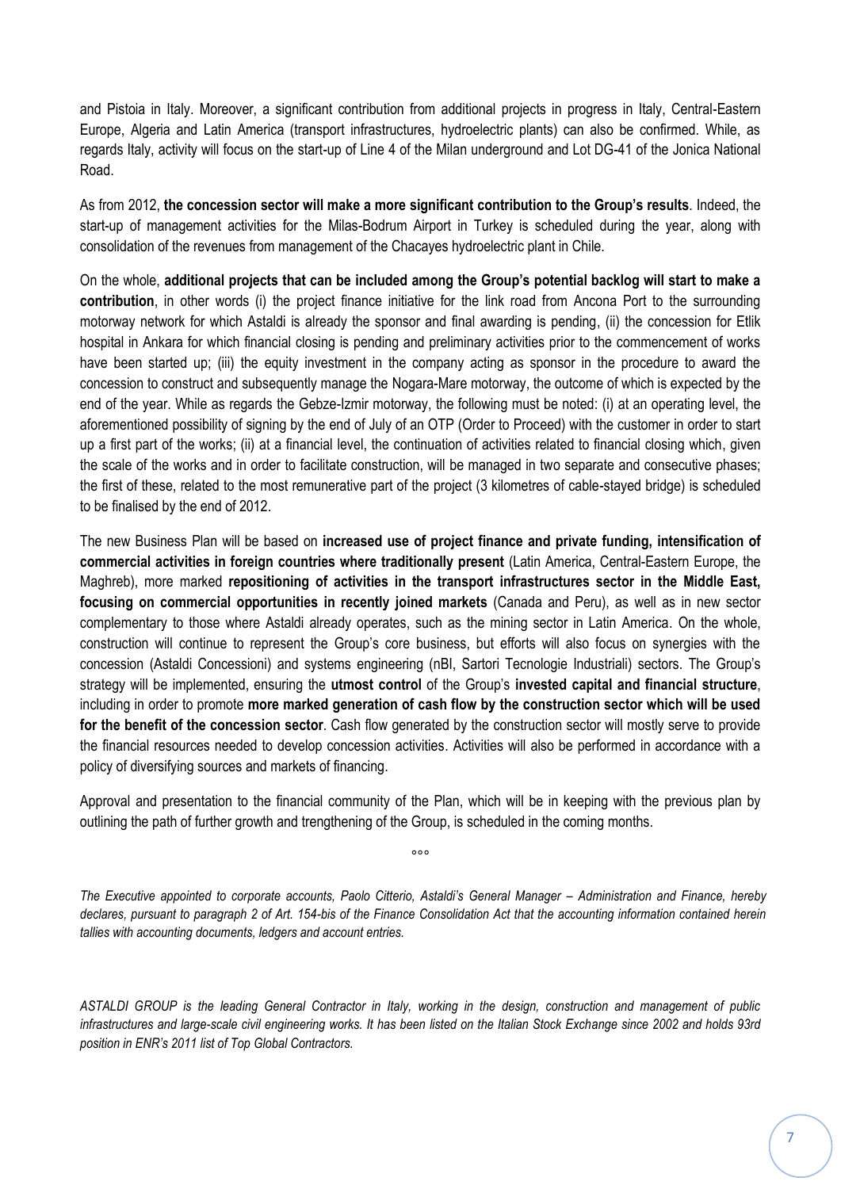and Pistoia in Italy. Moreover, a significant contribution from additional projects in progress in Italy, Central-Eastern Europe, Algeria and Latin America (transport infrastructures, hydroelectric plants) can also be confirmed. While, as regards Italy, activity will focus on the start-up of Line 4 of the Milan underground and Lot DG-41 of the Jonica National Road.

As from 2012, **the concession sector will make a more significant contribution to the Group's results**. Indeed, the start-up of management activities for the Milas-Bodrum Airport in Turkey is scheduled during the year, along with consolidation of the revenues from management of the Chacayes hydroelectric plant in Chile.

On the whole, **additional projects that can be included among the Group's potential backlog will start to make a contribution**, in other words (i) the project finance initiative for the link road from Ancona Port to the surrounding motorway network for which Astaldi is already the sponsor and final awarding is pending, (ii) the concession for Etlik hospital in Ankara for which financial closing is pending and preliminary activities prior to the commencement of works have been started up; (iii) the equity investment in the company acting as sponsor in the procedure to award the concession to construct and subsequently manage the Nogara-Mare motorway, the outcome of which is expected by the end of the year. While as regards the Gebze-Izmir motorway, the following must be noted: (i) at an operating level, the aforementioned possibility of signing by the end of July of an OTP (Order to Proceed) with the customer in order to start up a first part of the works; (ii) at a financial level, the continuation of activities related to financial closing which, given the scale of the works and in order to facilitate construction, will be managed in two separate and consecutive phases; the first of these, related to the most remunerative part of the project (3 kilometres of cable-stayed bridge) is scheduled to be finalised by the end of 2012.

The new Business Plan will be based on **increased use of project finance and private funding, intensification of commercial activities in foreign countries where traditionally present** (Latin America, Central-Eastern Europe, the Maghreb), more marked **repositioning of activities in the transport infrastructures sector in the Middle East, focusing on commercial opportunities in recently joined markets** (Canada and Peru), as well as in new sector complementary to those where Astaldi already operates, such as the mining sector in Latin America. On the whole, construction will continue to represent the Group's core business, but efforts will also focus on synergies with the concession (Astaldi Concessioni) and systems engineering (nBI, Sartori Tecnologie Industriali) sectors. The Group's strategy will be implemented, ensuring the **utmost control** of the Group's **invested capital and financial structure**, including in order to promote **more marked generation of cash flow by the construction sector which will be used for the benefit of the concession sector**. Cash flow generated by the construction sector will mostly serve to provide the financial resources needed to develop concession activities. Activities will also be performed in accordance with a policy of diversifying sources and markets of financing.

Approval and presentation to the financial community of the Plan, which will be in keeping with the previous plan by outlining the path of further growth and trengthening of the Group, is scheduled in the coming months.

°°°

*The Executive appointed to corporate accounts, Paolo Citterio, Astaldi's General Manager – Administration and Finance, hereby declares, pursuant to paragraph 2 of Art. 154-bis of the Finance Consolidation Act that the accounting information contained herein tallies with accounting documents, ledgers and account entries.*

*ASTALDI GROUP is the leading General Contractor in Italy, working in the design, construction and management of public infrastructures and large-scale civil engineering works. It has been listed on the Italian Stock Exchange since 2002 and holds 93rd position in ENR's 2011 list of Top Global Contractors.*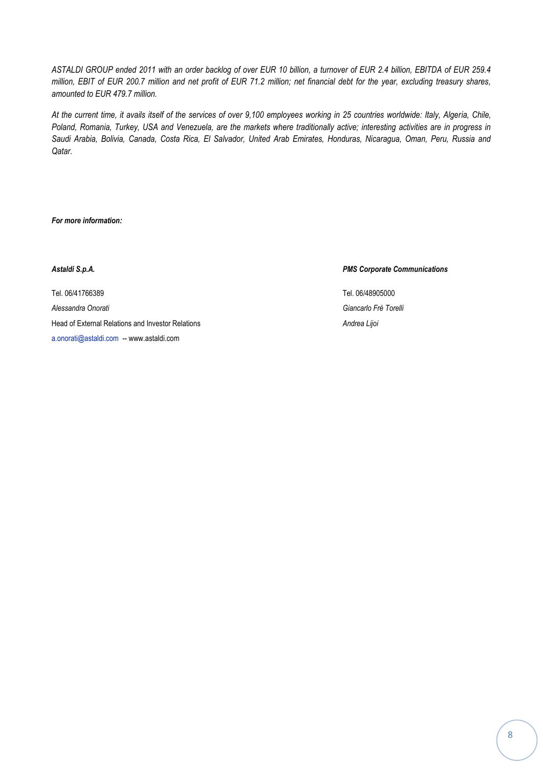*ASTALDI GROUP ended 2011 with an order backlog of over EUR 10 billion, a turnover of EUR 2.4 billion, EBITDA of EUR 259.4 million, EBIT of EUR 200.7 million and net profit of EUR 71.2 million; net financial debt for the year, excluding treasury shares, amounted to EUR 479.7 million.*

*At the current time, it avails itself of the services of over 9,100 employees working in 25 countries worldwide: Italy, Algeria, Chile, Poland, Romania, Turkey, USA and Venezuela, are the markets where traditionally active; interesting activities are in progress in Saudi Arabia, Bolivia, Canada, Costa Rica, El Salvador, United Arab Emirates, Honduras, Nicaragua, Oman, Peru, Russia and Qatar.*

***For more information:***

***Astaldi S.p.A.***

Tel. 06/41766389

*Alessandra Onorati*

Head of External Relations and Investor Relations

a.onorati@astaldi.com -- www.astaldi.com

***PMS Corporate Communications***

Tel. 06/48905000

*Giancarlo Frè Torelli*

*Andrea Lijoi*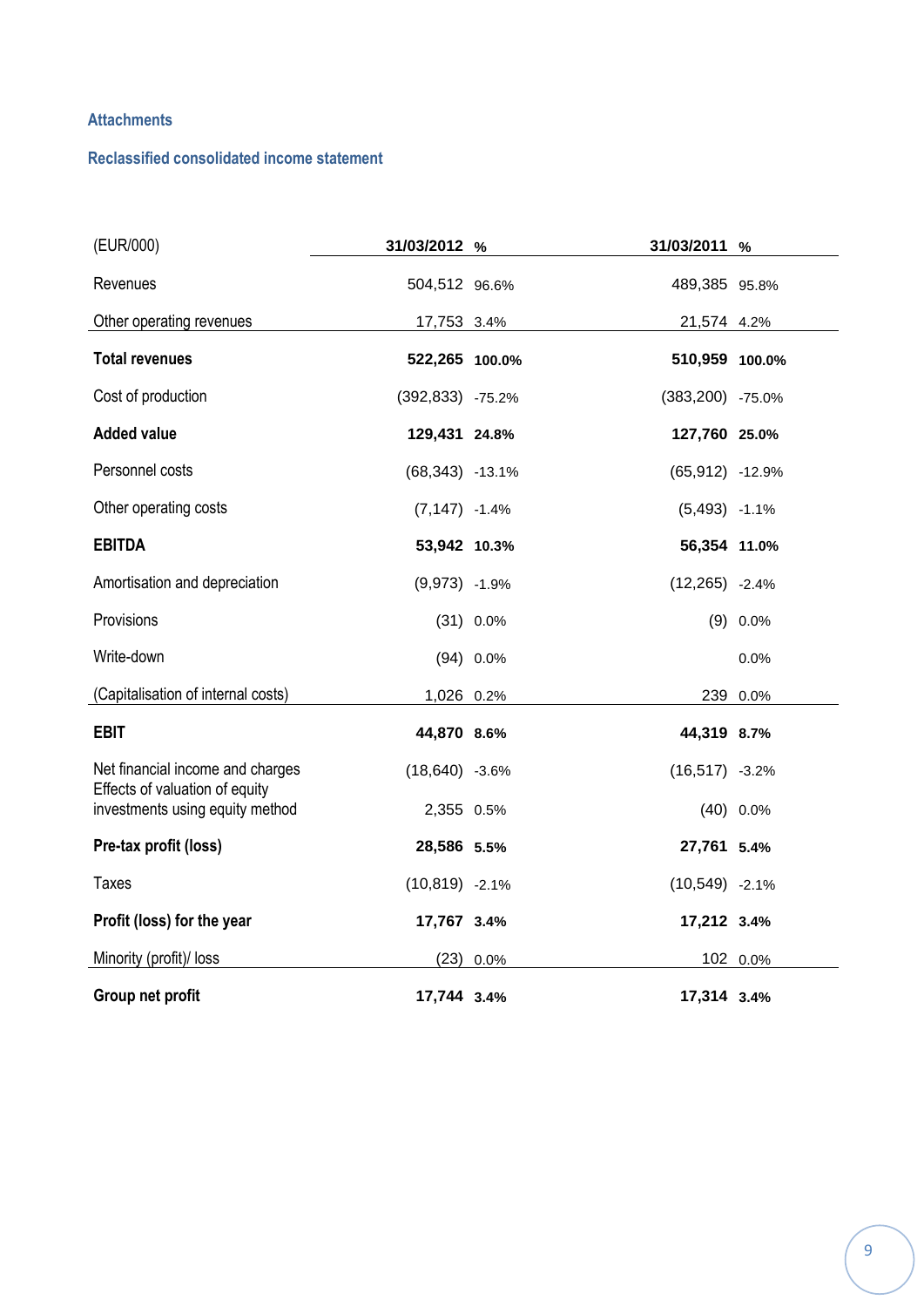## Attachments

### Reclassified consolidated income statement

| (EUR/000) | 31/03/2012 | % | 31/03/2011 | % |
|---|---|---|---|---|
| Revenues | 504,512 | 96.6% | 489,385 | 95.8% |
| Other operating revenues | 17,753 | 3.4% | 21,574 | 4.2% |
| **Total revenues** | **522,265** | **100.0%** | **510,959** | **100.0%** |
| Cost of production | (392,833) | -75.2% | (383,200) | -75.0% |
| **Added value** | **129,431** | **24.8%** | **127,760** | **25.0%** |
| Personnel costs | (68,343) | -13.1% | (65,912) | -12.9% |
| Other operating costs | (7,147) | -1.4% | (5,493) | -1.1% |
| **EBITDA** | **53,942** | **10.3%** | **56,354** | **11.0%** |
| Amortisation and depreciation | (9,973) | -1.9% | (12,265) | -2.4% |
| Provisions | (31) | 0.0% | (9) | 0.0% |
| Write-down | (94) | 0.0% | | 0.0% |
| (Capitalisation of internal costs) | 1,026 | 0.2% | 239 | 0.0% |
| **EBIT** | **44,870** | **8.6%** | **44,319** | **8.7%** |
| Net financial income and charges | (18,640) | -3.6% | (16,517) | -3.2% |
| Effects of valuation of equity investments using equity method | 2,355 | 0.5% | (40) | 0.0% |
| **Pre-tax profit (loss)** | **28,586** | **5.5%** | **27,761** | **5.4%** |
| Taxes | (10,819) | -2.1% | (10,549) | -2.1% |
| **Profit (loss) for the year** | **17,767** | **3.4%** | **17,212** | **3.4%** |
| Minority (profit)/ loss | (23) | 0.0% | 102 | 0.0% |
| **Group net profit** | **17,744** | **3.4%** | **17,314** | **3.4%** |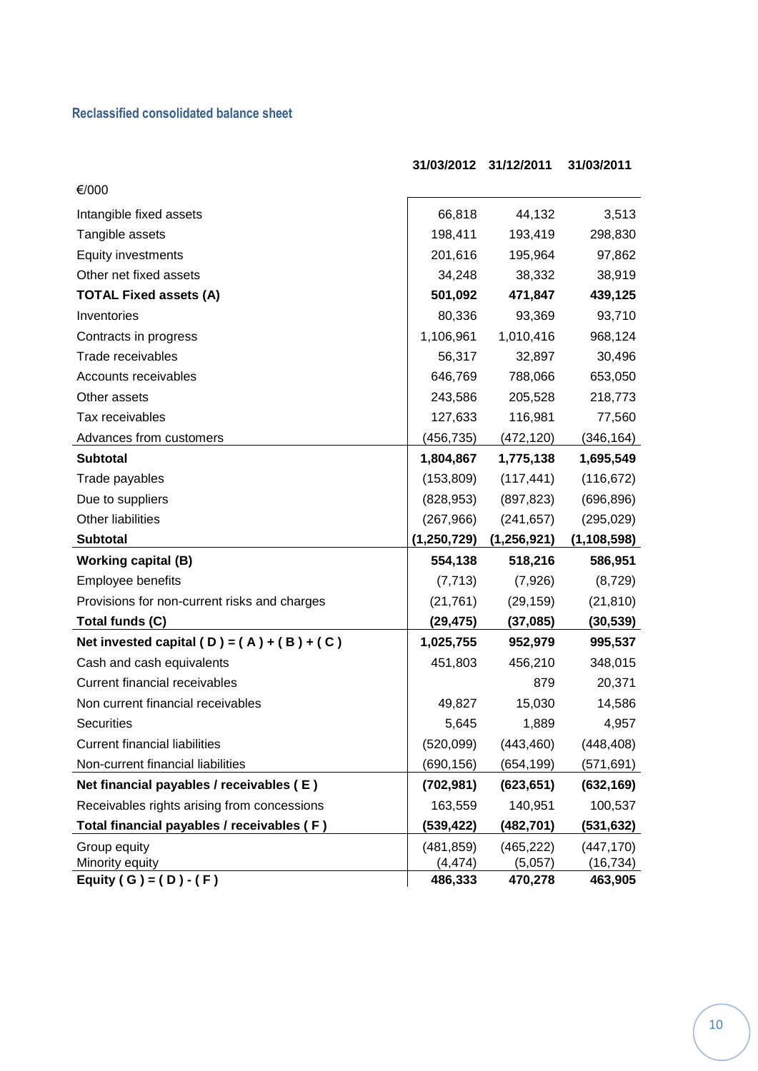## Reclassified consolidated balance sheet

| €/000 | 31/03/2012 | 31/12/2011 | 31/03/2011 |
|---|---|---|---|
| Intangible fixed assets | 66,818 | 44,132 | 3,513 |
| Tangible assets | 198,411 | 193,419 | 298,830 |
| Equity investments | 201,616 | 195,964 | 97,862 |
| Other net fixed assets | 34,248 | 38,332 | 38,919 |
| **TOTAL Fixed assets (A)** | **501,092** | **471,847** | **439,125** |
| Inventories | 80,336 | 93,369 | 93,710 |
| Contracts in progress | 1,106,961 | 1,010,416 | 968,124 |
| Trade receivables | 56,317 | 32,897 | 30,496 |
| Accounts receivables | 646,769 | 788,066 | 653,050 |
| Other assets | 243,586 | 205,528 | 218,773 |
| Tax receivables | 127,633 | 116,981 | 77,560 |
| Advances from customers | (456,735) | (472,120) | (346,164) |
| **Subtotal** | **1,804,867** | **1,775,138** | **1,695,549** |
| Trade payables | (153,809) | (117,441) | (116,672) |
| Due to suppliers | (828,953) | (897,823) | (696,896) |
| Other liabilities | (267,966) | (241,657) | (295,029) |
| **Subtotal** | **(1,250,729)** | **(1,256,921)** | **(1,108,598)** |
| **Working capital (B)** | **554,138** | **518,216** | **586,951** |
| Employee benefits | (7,713) | (7,926) | (8,729) |
| Provisions for non-current risks and charges | (21,761) | (29,159) | (21,810) |
| **Total funds (C)** | **(29,475)** | **(37,085)** | **(30,539)** |
| **Net invested capital ( D ) = ( A ) + ( B ) + ( C )** | **1,025,755** | **952,979** | **995,537** |
| Cash and cash equivalents | 451,803 | 456,210 | 348,015 |
| Current financial receivables | | 879 | 20,371 |
| Non current financial receivables | 49,827 | 15,030 | 14,586 |
| Securities | 5,645 | 1,889 | 4,957 |
| Current financial liabilities | (520,099) | (443,460) | (448,408) |
| Non-current financial liabilities | (690,156) | (654,199) | (571,691) |
| **Net financial payables / receivables ( E )** | **(702,981)** | **(623,651)** | **(632,169)** |
| Receivables rights arising from concessions | 163,559 | 140,951 | 100,537 |
| **Total financial payables / receivables ( F )** | **(539,422)** | **(482,701)** | **(531,632)** |
| Group equity | (481,859) | (465,222) | (447,170) |
| Minority equity | (4,474) | (5,057) | (16,734) |
| **Equity ( G ) = ( D ) - ( F )** | **486,333** | **470,278** | **463,905** |